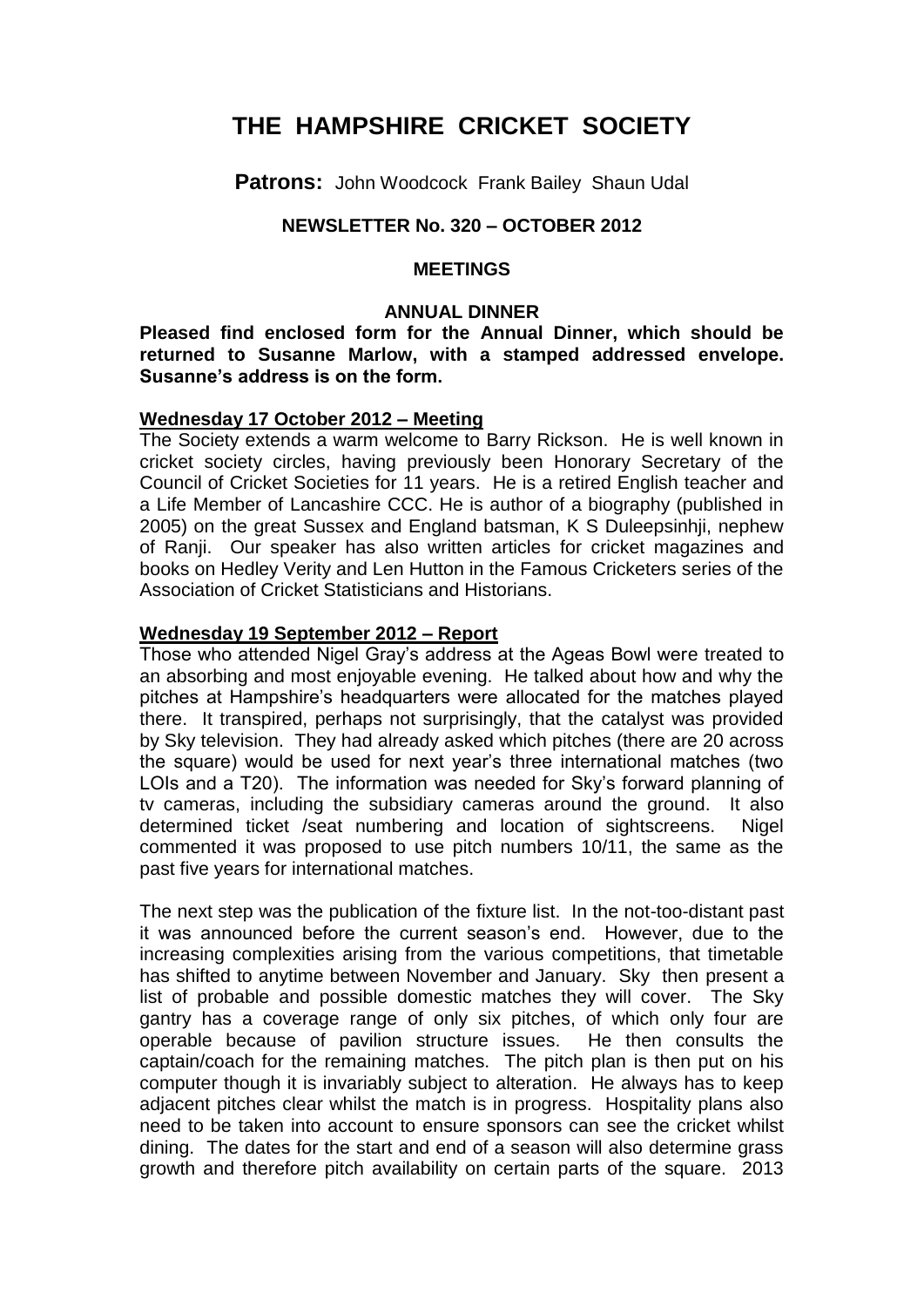# THE HAMPSHIRE CRICKET SOCIETY

**Patrons:** John Woodcock Frank Bailey Shaun Udal

**NEWSLETTER No. 320 – OCTOBER 2012**

## MEETINGS

### ANNUAL DINNER

**Pleased find enclosed form for the Annual Dinner, which should be returned to Susanne Marlow, with a stamped addressed envelope. Susanne's address is on the form.**

**Wednesday 17 October 2012 – Meeting**

The Society extends a warm welcome to Barry Rickson. He is well known in cricket society circles, having previously been Honorary Secretary of the Council of Cricket Societies for 11 years. He is a retired English teacher and a Life Member of Lancashire CCC. He is author of a biography (published in 2005) on the great Sussex and England batsman, K S Duleepsinhji, nephew of Ranji. Our speaker has also written articles for cricket magazines and books on Hedley Verity and Len Hutton in the Famous Cricketers series of the Association of Cricket Statisticians and Historians.

**Wednesday 19 September 2012 – Report**

Those who attended Nigel Gray's address at the Ageas Bowl were treated to an absorbing and most enjoyable evening. He talked about how and why the pitches at Hampshire's headquarters were allocated for the matches played there. It transpired, perhaps not surprisingly, that the catalyst was provided by Sky television. They had already asked which pitches (there are 20 across the square) would be used for next year's three international matches (two LOIs and a T20). The information was needed for Sky's forward planning of tv cameras, including the subsidiary cameras around the ground. It also determined ticket /seat numbering and location of sightscreens. Nigel commented it was proposed to use pitch numbers 10/11, the same as the past five years for international matches.

The next step was the publication of the fixture list. In the not-too-distant past it was announced before the current season's end. However, due to the increasing complexities arising from the various competitions, that timetable has shifted to anytime between November and January. Sky then present a list of probable and possible domestic matches they will cover. The Sky gantry has a coverage range of only six pitches, of which only four are operable because of pavilion structure issues. He then consults the captain/coach for the remaining matches. The pitch plan is then put on his computer though it is invariably subject to alteration. He always has to keep adjacent pitches clear whilst the match is in progress. Hospitality plans also need to be taken into account to ensure sponsors can see the cricket whilst dining. The dates for the start and end of a season will also determine grass growth and therefore pitch availability on certain parts of the square. 2013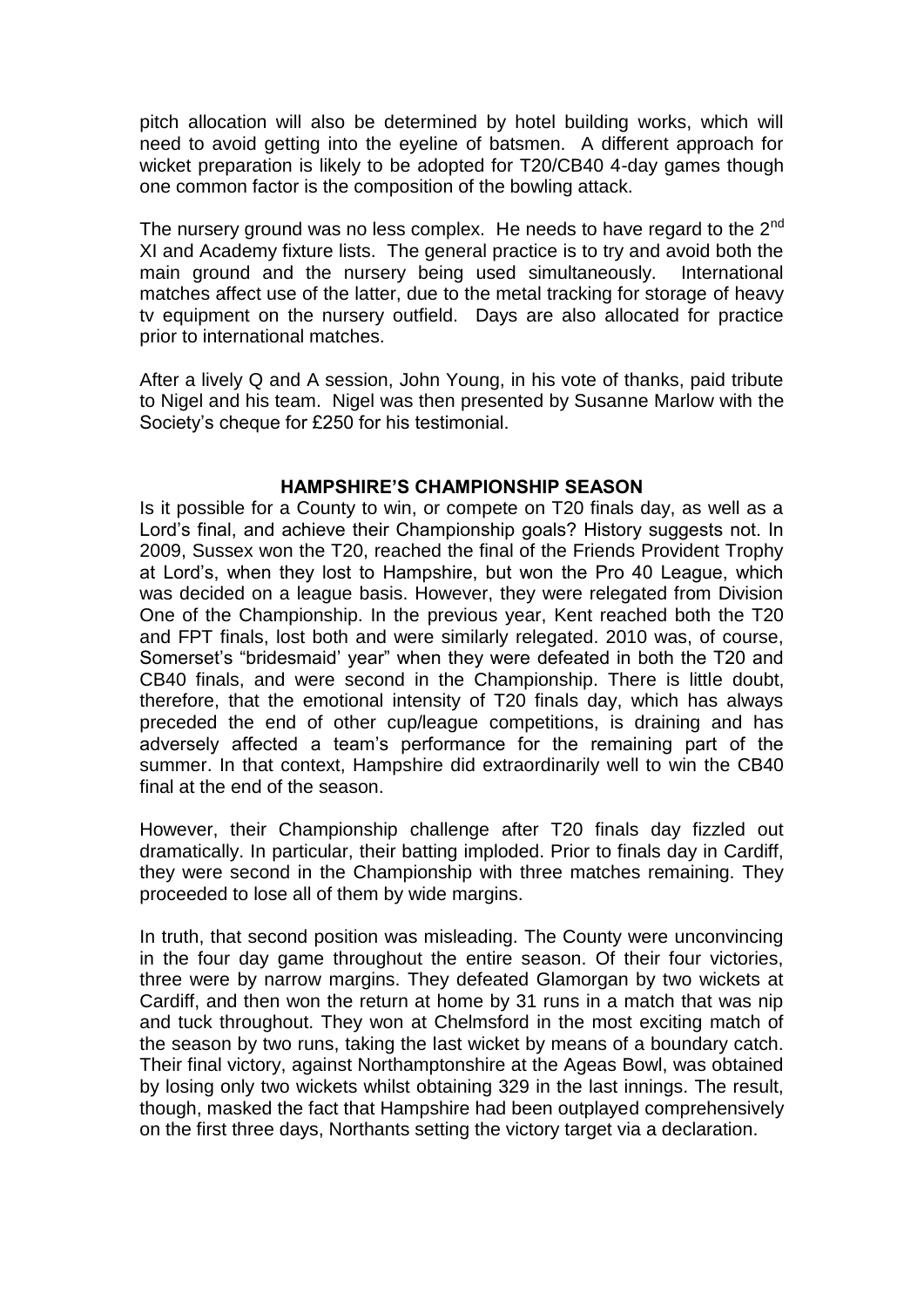pitch allocation will also be determined by hotel building works, which will need to avoid getting into the eyeline of batsmen. A different approach for wicket preparation is likely to be adopted for T20/CB40 4-day games though one common factor is the composition of the bowling attack.

The nursery ground was no less complex. He needs to have regard to the 2nd XI and Academy fixture lists. The general practice is to try and avoid both the main ground and the nursery being used simultaneously. International matches affect use of the latter, due to the metal tracking for storage of heavy tv equipment on the nursery outfield. Days are also allocated for practice prior to international matches.

After a lively Q and A session, John Young, in his vote of thanks, paid tribute to Nigel and his team. Nigel was then presented by Susanne Marlow with the Society's cheque for £250 for his testimonial.

## HAMPSHIRE'S CHAMPIONSHIP SEASON

Is it possible for a County to win, or compete on T20 finals day, as well as a Lord's final, and achieve their Championship goals? History suggests not. In 2009, Sussex won the T20, reached the final of the Friends Provident Trophy at Lord's, when they lost to Hampshire, but won the Pro 40 League, which was decided on a league basis. However, they were relegated from Division One of the Championship. In the previous year, Kent reached both the T20 and FPT finals, lost both and were similarly relegated. 2010 was, of course, Somerset's "bridesmaid' year" when they were defeated in both the T20 and CB40 finals, and were second in the Championship. There is little doubt, therefore, that the emotional intensity of T20 finals day, which has always preceded the end of other cup/league competitions, is draining and has adversely affected a team's performance for the remaining part of the summer. In that context, Hampshire did extraordinarily well to win the CB40 final at the end of the season.

However, their Championship challenge after T20 finals day fizzled out dramatically. In particular, their batting imploded. Prior to finals day in Cardiff, they were second in the Championship with three matches remaining. They proceeded to lose all of them by wide margins.

In truth, that second position was misleading. The County were unconvincing in the four day game throughout the entire season. Of their four victories, three were by narrow margins. They defeated Glamorgan by two wickets at Cardiff, and then won the return at home by 31 runs in a match that was nip and tuck throughout. They won at Chelmsford in the most exciting match of the season by two runs, taking the last wicket by means of a boundary catch. Their final victory, against Northamptonshire at the Ageas Bowl, was obtained by losing only two wickets whilst obtaining 329 in the last innings. The result, though, masked the fact that Hampshire had been outplayed comprehensively on the first three days, Northants setting the victory target via a declaration.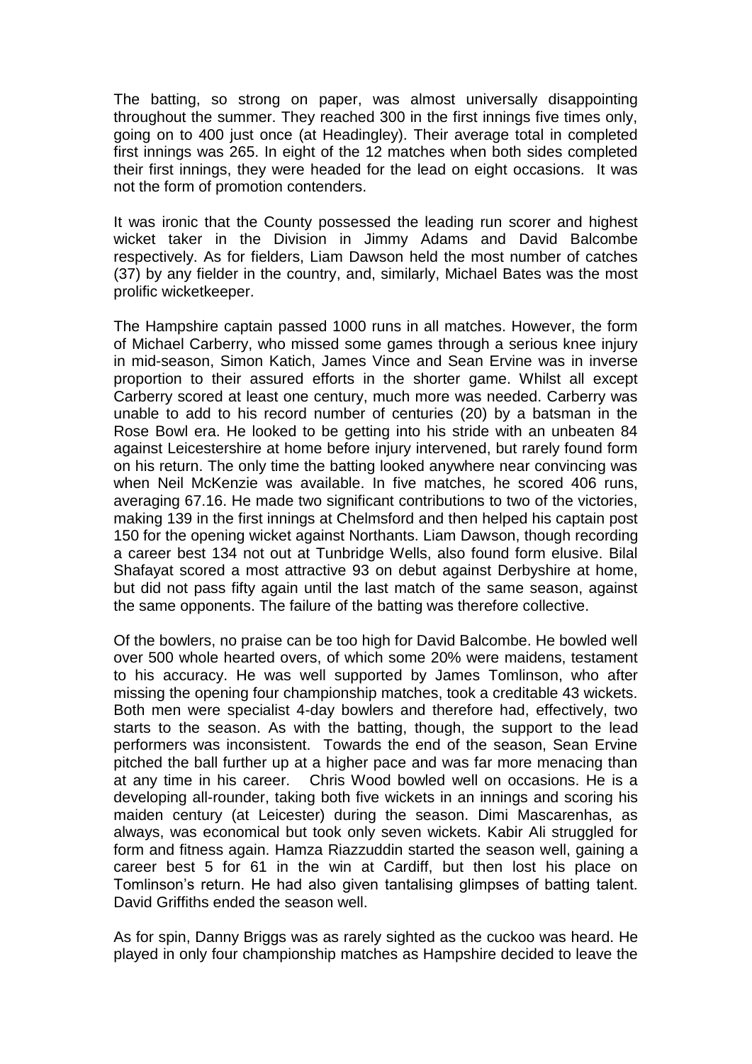The batting, so strong on paper, was almost universally disappointing throughout the summer. They reached 300 in the first innings five times only, going on to 400 just once (at Headingley). Their average total in completed first innings was 265. In eight of the 12 matches when both sides completed their first innings, they were headed for the lead on eight occasions. It was not the form of promotion contenders.

It was ironic that the County possessed the leading run scorer and highest wicket taker in the Division in Jimmy Adams and David Balcombe respectively. As for fielders, Liam Dawson held the most number of catches (37) by any fielder in the country, and, similarly, Michael Bates was the most prolific wicketkeeper.

The Hampshire captain passed 1000 runs in all matches. However, the form of Michael Carberry, who missed some games through a serious knee injury in mid-season, Simon Katich, James Vince and Sean Ervine was in inverse proportion to their assured efforts in the shorter game. Whilst all except Carberry scored at least one century, much more was needed. Carberry was unable to add to his record number of centuries (20) by a batsman in the Rose Bowl era. He looked to be getting into his stride with an unbeaten 84 against Leicestershire at home before injury intervened, but rarely found form on his return. The only time the batting looked anywhere near convincing was when Neil McKenzie was available. In five matches, he scored 406 runs, averaging 67.16. He made two significant contributions to two of the victories, making 139 in the first innings at Chelmsford and then helped his captain post 150 for the opening wicket against Northants. Liam Dawson, though recording a career best 134 not out at Tunbridge Wells, also found form elusive. Bilal Shafayat scored a most attractive 93 on debut against Derbyshire at home, but did not pass fifty again until the last match of the same season, against the same opponents. The failure of the batting was therefore collective.

Of the bowlers, no praise can be too high for David Balcombe. He bowled well over 500 whole hearted overs, of which some 20% were maidens, testament to his accuracy. He was well supported by James Tomlinson, who after missing the opening four championship matches, took a creditable 43 wickets. Both men were specialist 4-day bowlers and therefore had, effectively, two starts to the season. As with the batting, though, the support to the lead performers was inconsistent. Towards the end of the season, Sean Ervine pitched the ball further up at a higher pace and was far more menacing than at any time in his career. Chris Wood bowled well on occasions. He is a developing all-rounder, taking both five wickets in an innings and scoring his maiden century (at Leicester) during the season. Dimi Mascarenhas, as always, was economical but took only seven wickets. Kabir Ali struggled for form and fitness again. Hamza Riazzuddin started the season well, gaining a career best 5 for 61 in the win at Cardiff, but then lost his place on Tomlinson's return. He had also given tantalising glimpses of batting talent. David Griffiths ended the season well.

As for spin, Danny Briggs was as rarely sighted as the cuckoo was heard. He played in only four championship matches as Hampshire decided to leave the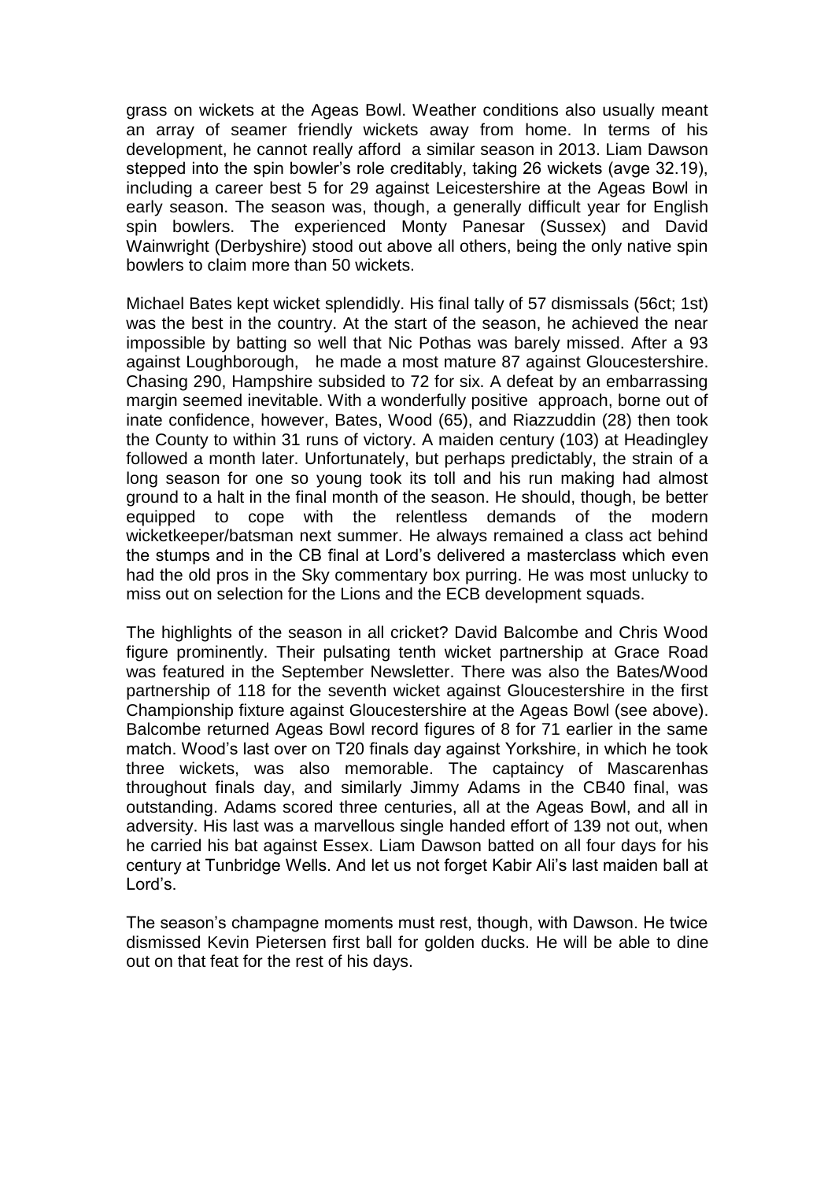grass on wickets at the Ageas Bowl. Weather conditions also usually meant an array of seamer friendly wickets away from home. In terms of his development, he cannot really afford a similar season in 2013. Liam Dawson stepped into the spin bowler's role creditably, taking 26 wickets (avge 32.19), including a career best 5 for 29 against Leicestershire at the Ageas Bowl in early season. The season was, though, a generally difficult year for English spin bowlers. The experienced Monty Panesar (Sussex) and David Wainwright (Derbyshire) stood out above all others, being the only native spin bowlers to claim more than 50 wickets.

Michael Bates kept wicket splendidly. His final tally of 57 dismissals (56ct; 1st) was the best in the country. At the start of the season, he achieved the near impossible by batting so well that Nic Pothas was barely missed. After a 93 against Loughborough, he made a most mature 87 against Gloucestershire. Chasing 290, Hampshire subsided to 72 for six. A defeat by an embarrassing margin seemed inevitable. With a wonderfully positive approach, borne out of inate confidence, however, Bates, Wood (65), and Riazzuddin (28) then took the County to within 31 runs of victory. A maiden century (103) at Headingley followed a month later. Unfortunately, but perhaps predictably, the strain of a long season for one so young took its toll and his run making had almost ground to a halt in the final month of the season. He should, though, be better equipped to cope with the relentless demands of the modern wicketkeeper/batsman next summer. He always remained a class act behind the stumps and in the CB final at Lord's delivered a masterclass which even had the old pros in the Sky commentary box purring. He was most unlucky to miss out on selection for the Lions and the ECB development squads.

The highlights of the season in all cricket? David Balcombe and Chris Wood figure prominently. Their pulsating tenth wicket partnership at Grace Road was featured in the September Newsletter. There was also the Bates/Wood partnership of 118 for the seventh wicket against Gloucestershire in the first Championship fixture against Gloucestershire at the Ageas Bowl (see above). Balcombe returned Ageas Bowl record figures of 8 for 71 earlier in the same match. Wood's last over on T20 finals day against Yorkshire, in which he took three wickets, was also memorable. The captaincy of Mascarenhas throughout finals day, and similarly Jimmy Adams in the CB40 final, was outstanding. Adams scored three centuries, all at the Ageas Bowl, and all in adversity. His last was a marvellous single handed effort of 139 not out, when he carried his bat against Essex. Liam Dawson batted on all four days for his century at Tunbridge Wells. And let us not forget Kabir Ali's last maiden ball at Lord's.

The season's champagne moments must rest, though, with Dawson. He twice dismissed Kevin Pietersen first ball for golden ducks. He will be able to dine out on that feat for the rest of his days.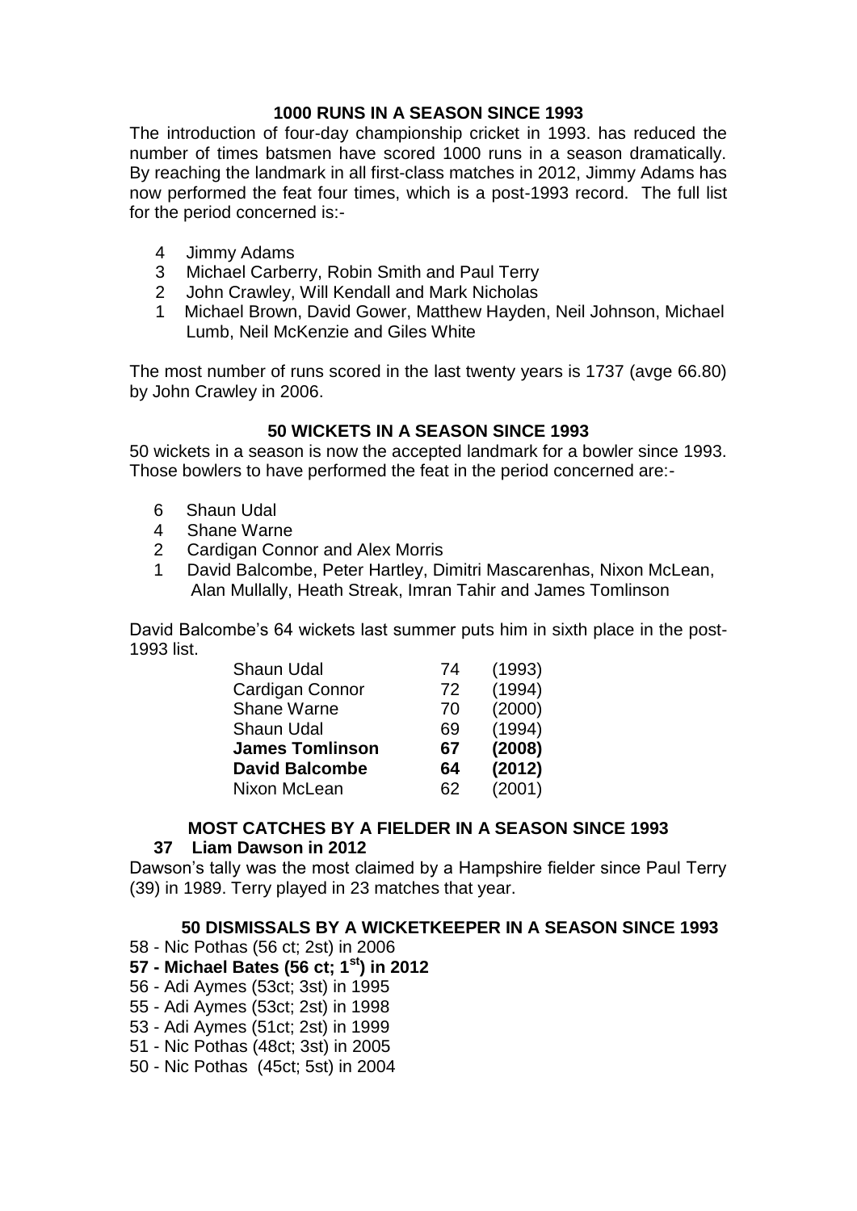## 1000 RUNS IN A SEASON SINCE 1993

The introduction of four-day championship cricket in 1993. has reduced the number of times batsmen have scored 1000 runs in a season dramatically. By reaching the landmark in all first-class matches in 2012, Jimmy Adams has now performed the feat four times, which is a post-1993 record. The full list for the period concerned is:-

- 4 Jimmy Adams
- 3 Michael Carberry, Robin Smith and Paul Terry
- 2 John Crawley, Will Kendall and Mark Nicholas
- 1 Michael Brown, David Gower, Matthew Hayden, Neil Johnson, Michael Lumb, Neil McKenzie and Giles White

The most number of runs scored in the last twenty years is 1737 (avge 66.80) by John Crawley in 2006.

## 50 WICKETS IN A SEASON SINCE 1993

50 wickets in a season is now the accepted landmark for a bowler since 1993. Those bowlers to have performed the feat in the period concerned are:-

- 6 Shaun Udal
- 4 Shane Warne
- 2 Cardigan Connor and Alex Morris
- 1 David Balcombe, Peter Hartley, Dimitri Mascarenhas, Nixon McLean, Alan Mullally, Heath Streak, Imran Tahir and James Tomlinson

David Balcombe's 64 wickets last summer puts him in sixth place in the post-1993 list.

| | | |
|---|---|---|
| Shaun Udal | 74 | (1993) |
| Cardigan Connor | 72 | (1994) |
| Shane Warne | 70 | (2000) |
| Shaun Udal | 69 | (1994) |
| **James Tomlinson** | **67** | **(2008)** |
| **David Balcombe** | **64** | **(2012)** |
| Nixon McLean | 62 | (2001) |

## MOST CATCHES BY A FIELDER IN A SEASON SINCE 1993

**37 Liam Dawson in 2012**

Dawson's tally was the most claimed by a Hampshire fielder since Paul Terry (39) in 1989. Terry played in 23 matches that year.

## 50 DISMISSALS BY A WICKETKEEPER IN A SEASON SINCE 1993

58 - Nic Pothas (56 ct; 2st) in 2006

**57 - Michael Bates (56 ct; 1st) in 2012**

56 - Adi Aymes (53ct; 3st) in 1995

55 - Adi Aymes (53ct; 2st) in 1998

53 - Adi Aymes (51ct; 2st) in 1999

51 - Nic Pothas (48ct; 3st) in 2005

50 - Nic Pothas (45ct; 5st) in 2004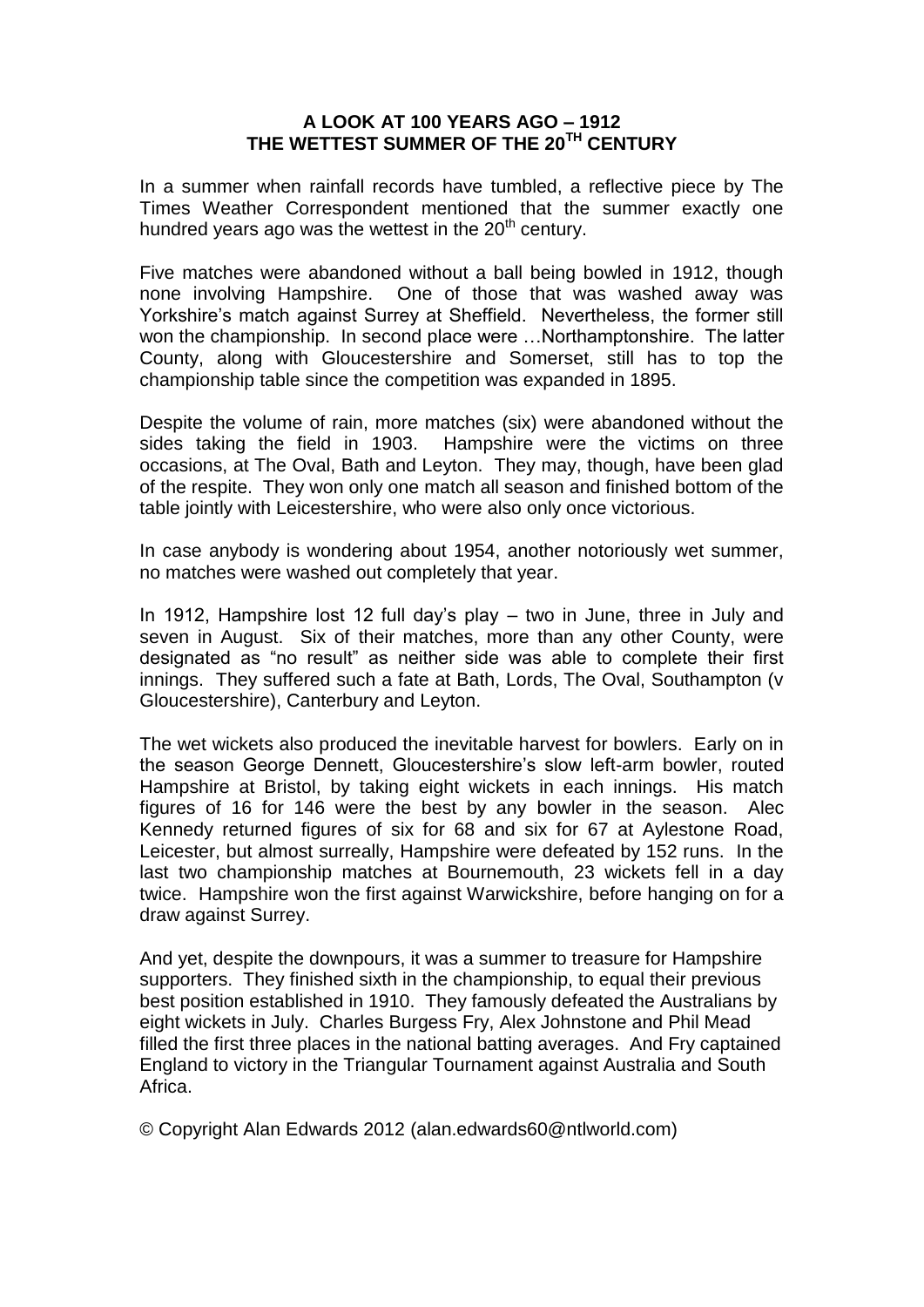# A LOOK AT 100 YEARS AGO – 1912
# THE WETTEST SUMMER OF THE 20TH CENTURY

In a summer when rainfall records have tumbled, a reflective piece by The Times Weather Correspondent mentioned that the summer exactly one hundred years ago was the wettest in the 20th century.

Five matches were abandoned without a ball being bowled in 1912, though none involving Hampshire. One of those that was washed away was Yorkshire's match against Surrey at Sheffield. Nevertheless, the former still won the championship. In second place were …Northamptonshire. The latter County, along with Gloucestershire and Somerset, still has to top the championship table since the competition was expanded in 1895.

Despite the volume of rain, more matches (six) were abandoned without the sides taking the field in 1903. Hampshire were the victims on three occasions, at The Oval, Bath and Leyton. They may, though, have been glad of the respite. They won only one match all season and finished bottom of the table jointly with Leicestershire, who were also only once victorious.

In case anybody is wondering about 1954, another notoriously wet summer, no matches were washed out completely that year.

In 1912, Hampshire lost 12 full day's play – two in June, three in July and seven in August. Six of their matches, more than any other County, were designated as "no result" as neither side was able to complete their first innings. They suffered such a fate at Bath, Lords, The Oval, Southampton (v Gloucestershire), Canterbury and Leyton.

The wet wickets also produced the inevitable harvest for bowlers. Early on in the season George Dennett, Gloucestershire's slow left-arm bowler, routed Hampshire at Bristol, by taking eight wickets in each innings. His match figures of 16 for 146 were the best by any bowler in the season. Alec Kennedy returned figures of six for 68 and six for 67 at Aylestone Road, Leicester, but almost surreally, Hampshire were defeated by 152 runs. In the last two championship matches at Bournemouth, 23 wickets fell in a day twice. Hampshire won the first against Warwickshire, before hanging on for a draw against Surrey.

And yet, despite the downpours, it was a summer to treasure for Hampshire supporters. They finished sixth in the championship, to equal their previous best position established in 1910. They famously defeated the Australians by eight wickets in July. Charles Burgess Fry, Alex Johnstone and Phil Mead filled the first three places in the national batting averages. And Fry captained England to victory in the Triangular Tournament against Australia and South Africa.

© Copyright Alan Edwards 2012 (alan.edwards60@ntlworld.com)